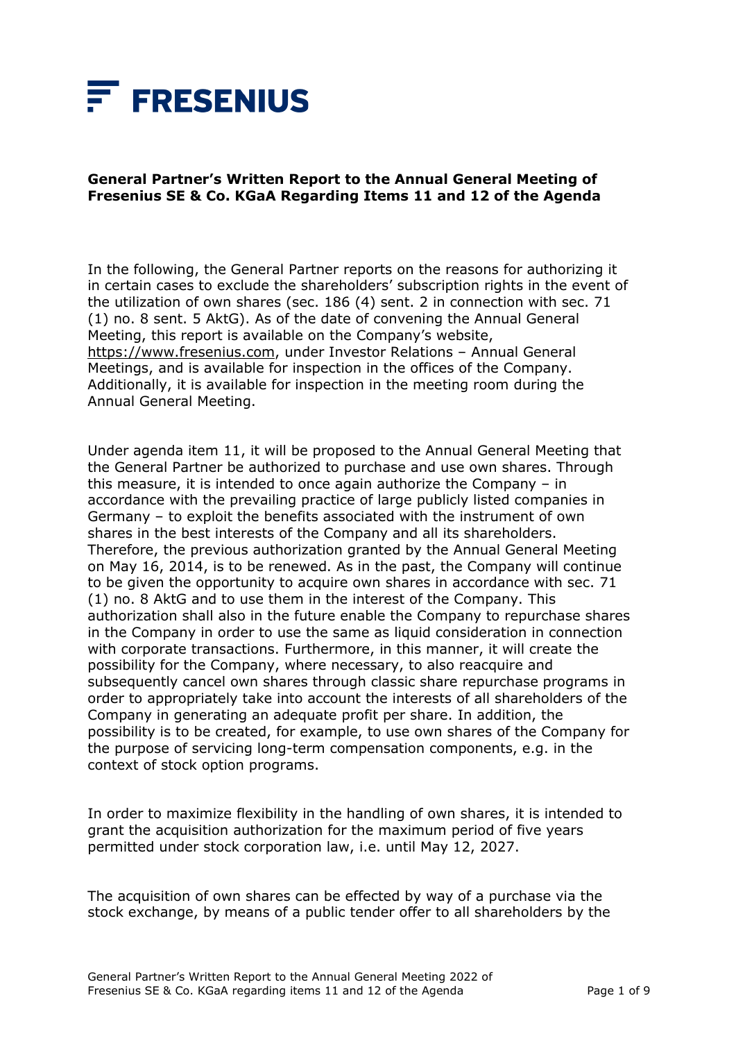FRESENIUS

**General Partner's Written Report to the Annual General Meeting of Fresenius SE & Co. KGaA Regarding Items 11 and 12 of the Agenda**

In the following, the General Partner reports on the reasons for authorizing it in certain cases to exclude the shareholders' subscription rights in the event of the utilization of own shares (sec. 186 (4) sent. 2 in connection with sec. 71 (1) no. 8 sent. 5 AktG). As of the date of convening the Annual General Meeting, this report is available on the Company's website, https://www.fresenius.com, under Investor Relations – Annual General Meetings, and is available for inspection in the offices of the Company. Additionally, it is available for inspection in the meeting room during the Annual General Meeting.

Under agenda item 11, it will be proposed to the Annual General Meeting that the General Partner be authorized to purchase and use own shares. Through this measure, it is intended to once again authorize the Company – in accordance with the prevailing practice of large publicly listed companies in Germany – to exploit the benefits associated with the instrument of own shares in the best interests of the Company and all its shareholders. Therefore, the previous authorization granted by the Annual General Meeting on May 16, 2014, is to be renewed. As in the past, the Company will continue to be given the opportunity to acquire own shares in accordance with sec. 71 (1) no. 8 AktG and to use them in the interest of the Company. This authorization shall also in the future enable the Company to repurchase shares in the Company in order to use the same as liquid consideration in connection with corporate transactions. Furthermore, in this manner, it will create the possibility for the Company, where necessary, to also reacquire and subsequently cancel own shares through classic share repurchase programs in order to appropriately take into account the interests of all shareholders of the Company in generating an adequate profit per share. In addition, the possibility is to be created, for example, to use own shares of the Company for the purpose of servicing long-term compensation components, e.g. in the context of stock option programs.

In order to maximize flexibility in the handling of own shares, it is intended to grant the acquisition authorization for the maximum period of five years permitted under stock corporation law, i.e. until May 12, 2027.

The acquisition of own shares can be effected by way of a purchase via the stock exchange, by means of a public tender offer to all shareholders by the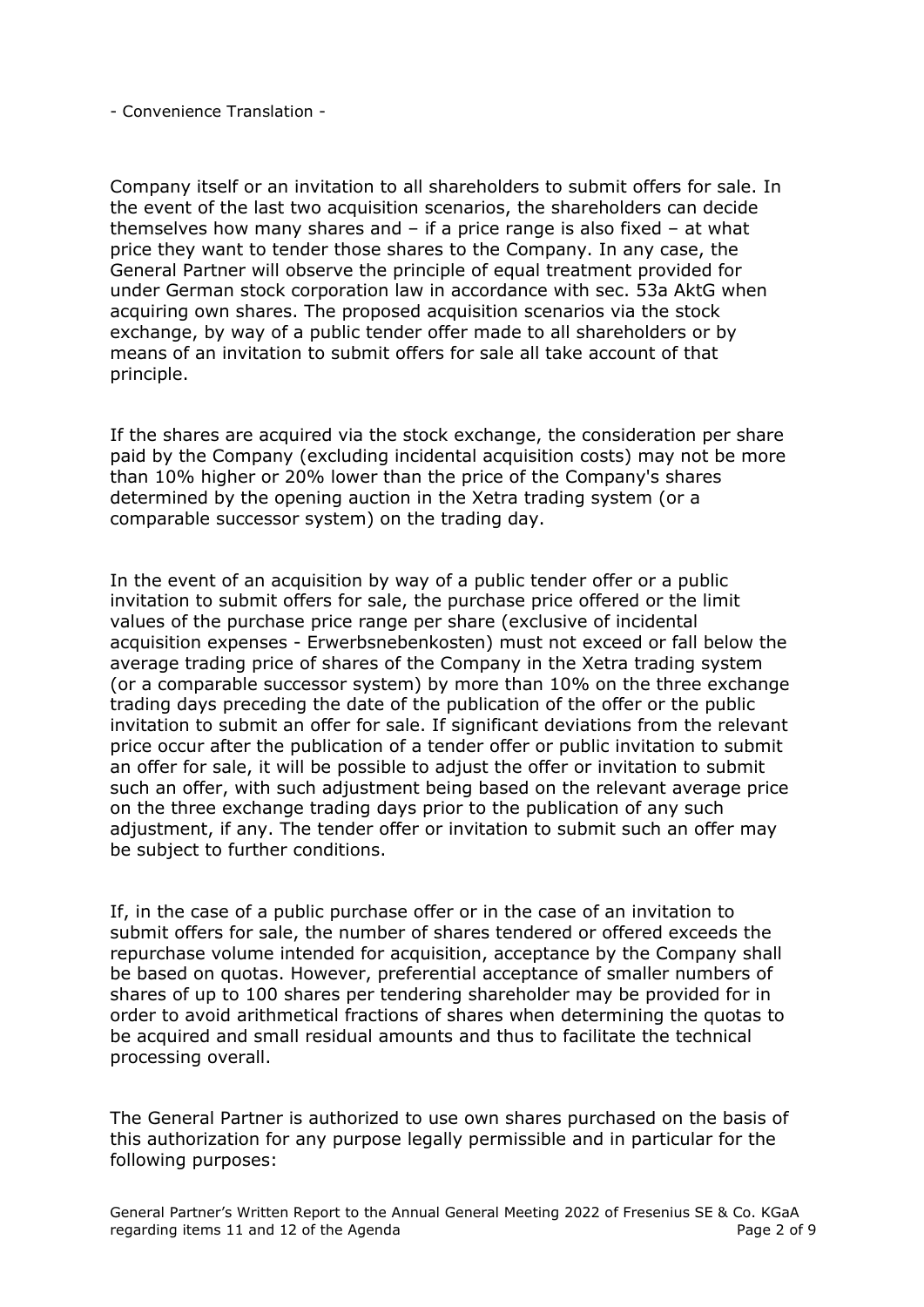- Convenience Translation -

Company itself or an invitation to all shareholders to submit offers for sale. In the event of the last two acquisition scenarios, the shareholders can decide themselves how many shares and – if a price range is also fixed – at what price they want to tender those shares to the Company. In any case, the General Partner will observe the principle of equal treatment provided for under German stock corporation law in accordance with sec. 53a AktG when acquiring own shares. The proposed acquisition scenarios via the stock exchange, by way of a public tender offer made to all shareholders or by means of an invitation to submit offers for sale all take account of that principle.

If the shares are acquired via the stock exchange, the consideration per share paid by the Company (excluding incidental acquisition costs) may not be more than 10% higher or 20% lower than the price of the Company's shares determined by the opening auction in the Xetra trading system (or a comparable successor system) on the trading day.

In the event of an acquisition by way of a public tender offer or a public invitation to submit offers for sale, the purchase price offered or the limit values of the purchase price range per share (exclusive of incidental acquisition expenses - Erwerbsnebenkosten) must not exceed or fall below the average trading price of shares of the Company in the Xetra trading system (or a comparable successor system) by more than 10% on the three exchange trading days preceding the date of the publication of the offer or the public invitation to submit an offer for sale. If significant deviations from the relevant price occur after the publication of a tender offer or public invitation to submit an offer for sale, it will be possible to adjust the offer or invitation to submit such an offer, with such adjustment being based on the relevant average price on the three exchange trading days prior to the publication of any such adjustment, if any. The tender offer or invitation to submit such an offer may be subject to further conditions.

If, in the case of a public purchase offer or in the case of an invitation to submit offers for sale, the number of shares tendered or offered exceeds the repurchase volume intended for acquisition, acceptance by the Company shall be based on quotas. However, preferential acceptance of smaller numbers of shares of up to 100 shares per tendering shareholder may be provided for in order to avoid arithmetical fractions of shares when determining the quotas to be acquired and small residual amounts and thus to facilitate the technical processing overall.

The General Partner is authorized to use own shares purchased on the basis of this authorization for any purpose legally permissible and in particular for the following purposes: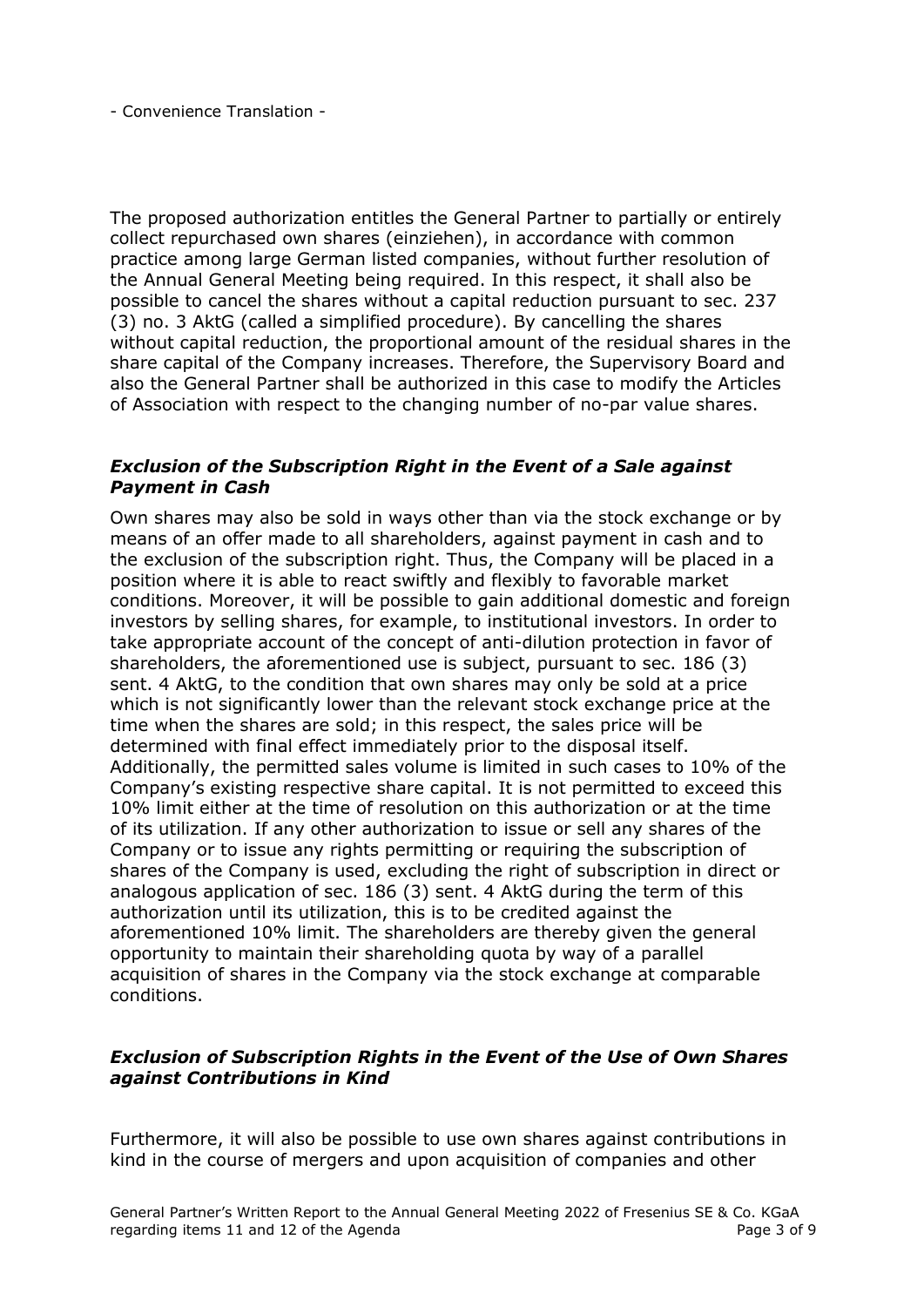- Convenience Translation -

The proposed authorization entitles the General Partner to partially or entirely collect repurchased own shares (einziehen), in accordance with common practice among large German listed companies, without further resolution of the Annual General Meeting being required. In this respect, it shall also be possible to cancel the shares without a capital reduction pursuant to sec. 237 (3) no. 3 AktG (called a simplified procedure). By cancelling the shares without capital reduction, the proportional amount of the residual shares in the share capital of the Company increases. Therefore, the Supervisory Board and also the General Partner shall be authorized in this case to modify the Articles of Association with respect to the changing number of no-par value shares.

### *Exclusion of the Subscription Right in the Event of a Sale against Payment in Cash*

Own shares may also be sold in ways other than via the stock exchange or by means of an offer made to all shareholders, against payment in cash and to the exclusion of the subscription right. Thus, the Company will be placed in a position where it is able to react swiftly and flexibly to favorable market conditions. Moreover, it will be possible to gain additional domestic and foreign investors by selling shares, for example, to institutional investors. In order to take appropriate account of the concept of anti-dilution protection in favor of shareholders, the aforementioned use is subject, pursuant to sec. 186 (3) sent. 4 AktG, to the condition that own shares may only be sold at a price which is not significantly lower than the relevant stock exchange price at the time when the shares are sold; in this respect, the sales price will be determined with final effect immediately prior to the disposal itself. Additionally, the permitted sales volume is limited in such cases to 10% of the Company's existing respective share capital. It is not permitted to exceed this 10% limit either at the time of resolution on this authorization or at the time of its utilization. If any other authorization to issue or sell any shares of the Company or to issue any rights permitting or requiring the subscription of shares of the Company is used, excluding the right of subscription in direct or analogous application of sec. 186 (3) sent. 4 AktG during the term of this authorization until its utilization, this is to be credited against the aforementioned 10% limit. The shareholders are thereby given the general opportunity to maintain their shareholding quota by way of a parallel acquisition of shares in the Company via the stock exchange at comparable conditions.

### *Exclusion of Subscription Rights in the Event of the Use of Own Shares against Contributions in Kind*

Furthermore, it will also be possible to use own shares against contributions in kind in the course of mergers and upon acquisition of companies and other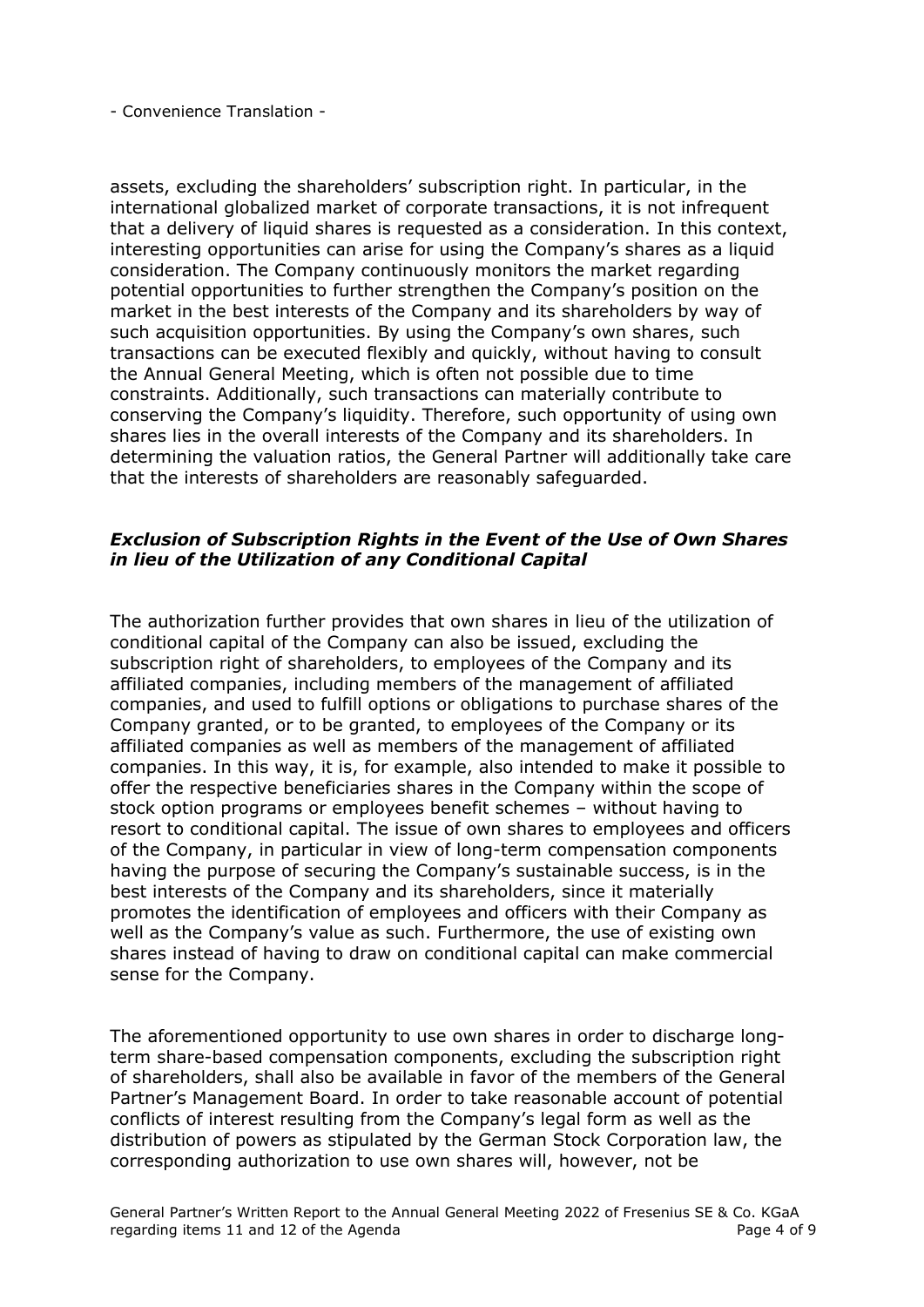- Convenience Translation -

assets, excluding the shareholders' subscription right. In particular, in the international globalized market of corporate transactions, it is not infrequent that a delivery of liquid shares is requested as a consideration. In this context, interesting opportunities can arise for using the Company's shares as a liquid consideration. The Company continuously monitors the market regarding potential opportunities to further strengthen the Company's position on the market in the best interests of the Company and its shareholders by way of such acquisition opportunities. By using the Company's own shares, such transactions can be executed flexibly and quickly, without having to consult the Annual General Meeting, which is often not possible due to time constraints. Additionally, such transactions can materially contribute to conserving the Company's liquidity. Therefore, such opportunity of using own shares lies in the overall interests of the Company and its shareholders. In determining the valuation ratios, the General Partner will additionally take care that the interests of shareholders are reasonably safeguarded.

### *Exclusion of Subscription Rights in the Event of the Use of Own Shares in lieu of the Utilization of any Conditional Capital*

The authorization further provides that own shares in lieu of the utilization of conditional capital of the Company can also be issued, excluding the subscription right of shareholders, to employees of the Company and its affiliated companies, including members of the management of affiliated companies, and used to fulfill options or obligations to purchase shares of the Company granted, or to be granted, to employees of the Company or its affiliated companies as well as members of the management of affiliated companies. In this way, it is, for example, also intended to make it possible to offer the respective beneficiaries shares in the Company within the scope of stock option programs or employees benefit schemes – without having to resort to conditional capital. The issue of own shares to employees and officers of the Company, in particular in view of long-term compensation components having the purpose of securing the Company's sustainable success, is in the best interests of the Company and its shareholders, since it materially promotes the identification of employees and officers with their Company as well as the Company's value as such. Furthermore, the use of existing own shares instead of having to draw on conditional capital can make commercial sense for the Company.

The aforementioned opportunity to use own shares in order to discharge long-term share-based compensation components, excluding the subscription right of shareholders, shall also be available in favor of the members of the General Partner's Management Board. In order to take reasonable account of potential conflicts of interest resulting from the Company's legal form as well as the distribution of powers as stipulated by the German Stock Corporation law, the corresponding authorization to use own shares will, however, not be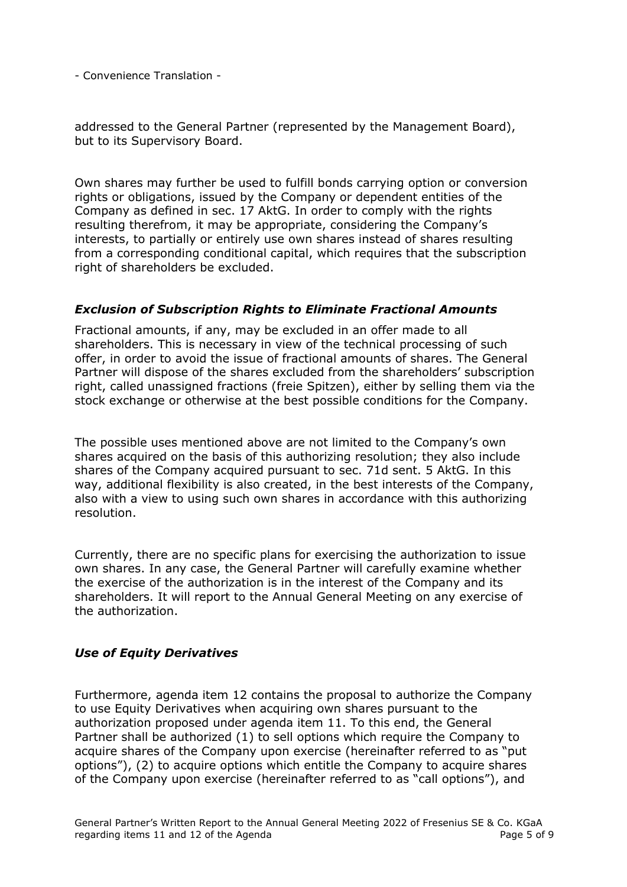- Convenience Translation -

addressed to the General Partner (represented by the Management Board), but to its Supervisory Board.

Own shares may further be used to fulfill bonds carrying option or conversion rights or obligations, issued by the Company or dependent entities of the Company as defined in sec. 17 AktG. In order to comply with the rights resulting therefrom, it may be appropriate, considering the Company's interests, to partially or entirely use own shares instead of shares resulting from a corresponding conditional capital, which requires that the subscription right of shareholders be excluded.

### ***Exclusion of Subscription Rights to Eliminate Fractional Amounts***

Fractional amounts, if any, may be excluded in an offer made to all shareholders. This is necessary in view of the technical processing of such offer, in order to avoid the issue of fractional amounts of shares. The General Partner will dispose of the shares excluded from the shareholders' subscription right, called unassigned fractions (freie Spitzen), either by selling them via the stock exchange or otherwise at the best possible conditions for the Company.

The possible uses mentioned above are not limited to the Company's own shares acquired on the basis of this authorizing resolution; they also include shares of the Company acquired pursuant to sec. 71d sent. 5 AktG. In this way, additional flexibility is also created, in the best interests of the Company, also with a view to using such own shares in accordance with this authorizing resolution.

Currently, there are no specific plans for exercising the authorization to issue own shares. In any case, the General Partner will carefully examine whether the exercise of the authorization is in the interest of the Company and its shareholders. It will report to the Annual General Meeting on any exercise of the authorization.

### ***Use of Equity Derivatives***

Furthermore, agenda item 12 contains the proposal to authorize the Company to use Equity Derivatives when acquiring own shares pursuant to the authorization proposed under agenda item 11. To this end, the General Partner shall be authorized (1) to sell options which require the Company to acquire shares of the Company upon exercise (hereinafter referred to as "put options"), (2) to acquire options which entitle the Company to acquire shares of the Company upon exercise (hereinafter referred to as "call options"), and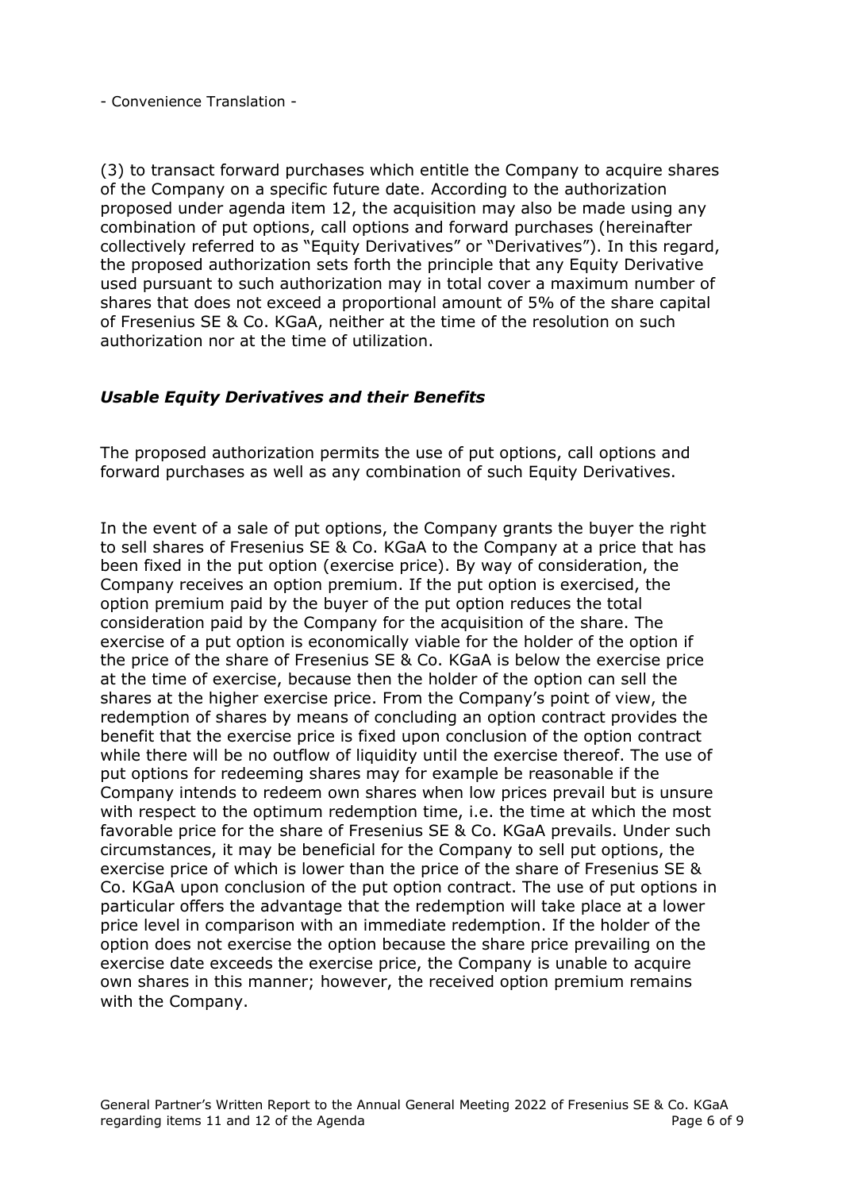- Convenience Translation -

(3) to transact forward purchases which entitle the Company to acquire shares of the Company on a specific future date. According to the authorization proposed under agenda item 12, the acquisition may also be made using any combination of put options, call options and forward purchases (hereinafter collectively referred to as "Equity Derivatives" or "Derivatives"). In this regard, the proposed authorization sets forth the principle that any Equity Derivative used pursuant to such authorization may in total cover a maximum number of shares that does not exceed a proportional amount of 5% of the share capital of Fresenius SE & Co. KGaA, neither at the time of the resolution on such authorization nor at the time of utilization.

### *Usable Equity Derivatives and their Benefits*

The proposed authorization permits the use of put options, call options and forward purchases as well as any combination of such Equity Derivatives.

In the event of a sale of put options, the Company grants the buyer the right to sell shares of Fresenius SE & Co. KGaA to the Company at a price that has been fixed in the put option (exercise price). By way of consideration, the Company receives an option premium. If the put option is exercised, the option premium paid by the buyer of the put option reduces the total consideration paid by the Company for the acquisition of the share. The exercise of a put option is economically viable for the holder of the option if the price of the share of Fresenius SE & Co. KGaA is below the exercise price at the time of exercise, because then the holder of the option can sell the shares at the higher exercise price. From the Company's point of view, the redemption of shares by means of concluding an option contract provides the benefit that the exercise price is fixed upon conclusion of the option contract while there will be no outflow of liquidity until the exercise thereof. The use of put options for redeeming shares may for example be reasonable if the Company intends to redeem own shares when low prices prevail but is unsure with respect to the optimum redemption time, i.e. the time at which the most favorable price for the share of Fresenius SE & Co. KGaA prevails. Under such circumstances, it may be beneficial for the Company to sell put options, the exercise price of which is lower than the price of the share of Fresenius SE & Co. KGaA upon conclusion of the put option contract. The use of put options in particular offers the advantage that the redemption will take place at a lower price level in comparison with an immediate redemption. If the holder of the option does not exercise the option because the share price prevailing on the exercise date exceeds the exercise price, the Company is unable to acquire own shares in this manner; however, the received option premium remains with the Company.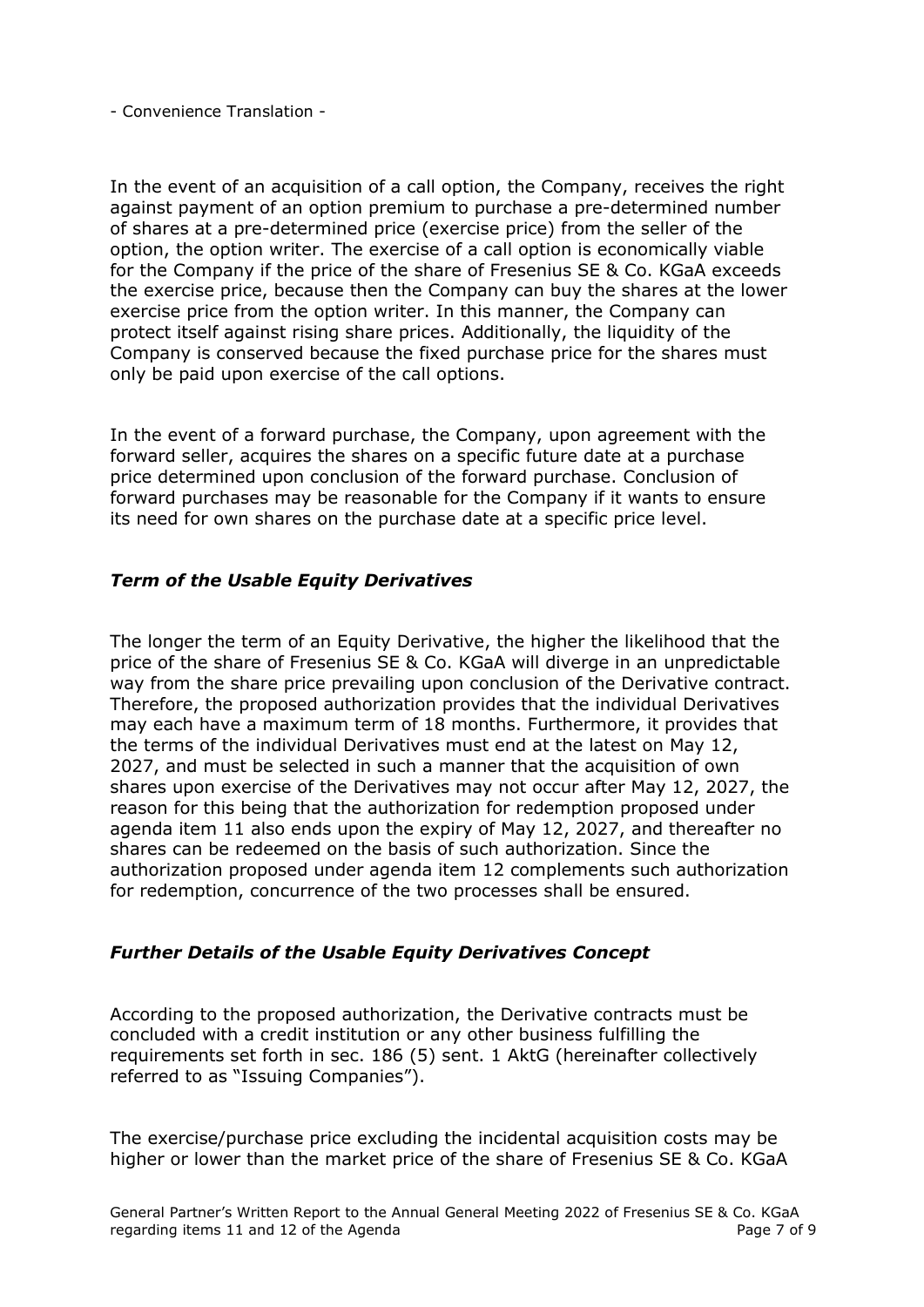In the event of an acquisition of a call option, the Company, receives the right against payment of an option premium to purchase a pre-determined number of shares at a pre-determined price (exercise price) from the seller of the option, the option writer. The exercise of a call option is economically viable for the Company if the price of the share of Fresenius SE & Co. KGaA exceeds the exercise price, because then the Company can buy the shares at the lower exercise price from the option writer. In this manner, the Company can protect itself against rising share prices. Additionally, the liquidity of the Company is conserved because the fixed purchase price for the shares must only be paid upon exercise of the call options.

In the event of a forward purchase, the Company, upon agreement with the forward seller, acquires the shares on a specific future date at a purchase price determined upon conclusion of the forward purchase. Conclusion of forward purchases may be reasonable for the Company if it wants to ensure its need for own shares on the purchase date at a specific price level.

### *Term of the Usable Equity Derivatives*

The longer the term of an Equity Derivative, the higher the likelihood that the price of the share of Fresenius SE & Co. KGaA will diverge in an unpredictable way from the share price prevailing upon conclusion of the Derivative contract. Therefore, the proposed authorization provides that the individual Derivatives may each have a maximum term of 18 months. Furthermore, it provides that the terms of the individual Derivatives must end at the latest on May 12, 2027, and must be selected in such a manner that the acquisition of own shares upon exercise of the Derivatives may not occur after May 12, 2027, the reason for this being that the authorization for redemption proposed under agenda item 11 also ends upon the expiry of May 12, 2027, and thereafter no shares can be redeemed on the basis of such authorization. Since the authorization proposed under agenda item 12 complements such authorization for redemption, concurrence of the two processes shall be ensured.

### *Further Details of the Usable Equity Derivatives Concept*

According to the proposed authorization, the Derivative contracts must be concluded with a credit institution or any other business fulfilling the requirements set forth in sec. 186 (5) sent. 1 AktG (hereinafter collectively referred to as "Issuing Companies").

The exercise/purchase price excluding the incidental acquisition costs may be higher or lower than the market price of the share of Fresenius SE & Co. KGaA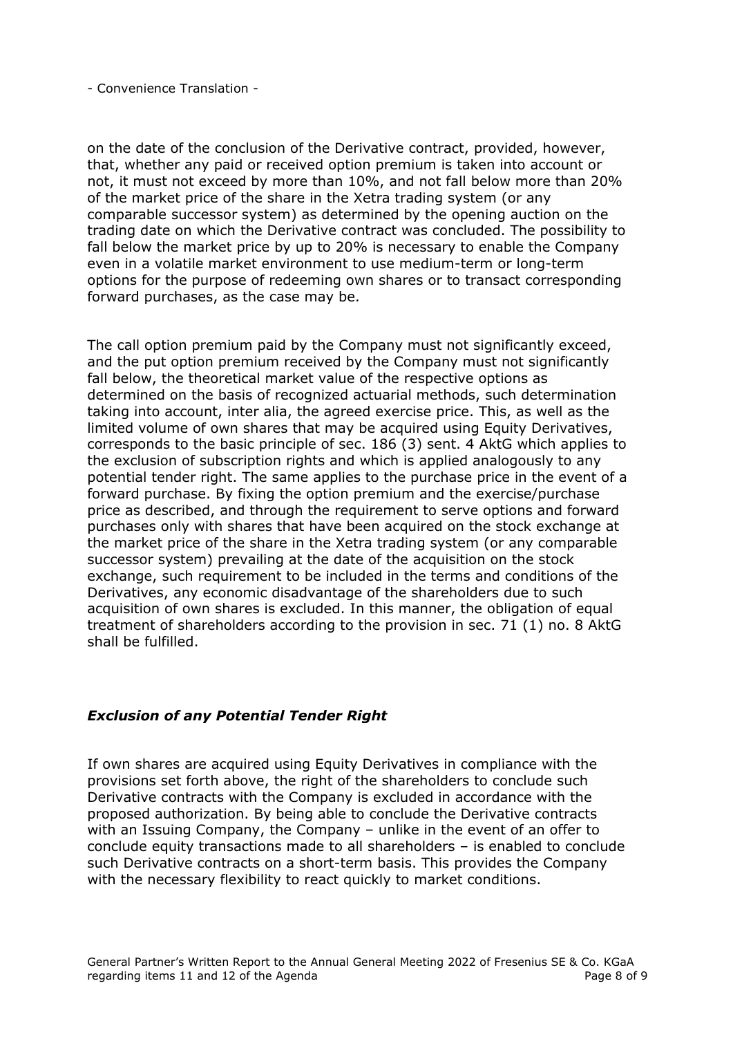- Convenience Translation -

on the date of the conclusion of the Derivative contract, provided, however, that, whether any paid or received option premium is taken into account or not, it must not exceed by more than 10%, and not fall below more than 20% of the market price of the share in the Xetra trading system (or any comparable successor system) as determined by the opening auction on the trading date on which the Derivative contract was concluded. The possibility to fall below the market price by up to 20% is necessary to enable the Company even in a volatile market environment to use medium-term or long-term options for the purpose of redeeming own shares or to transact corresponding forward purchases, as the case may be.

The call option premium paid by the Company must not significantly exceed, and the put option premium received by the Company must not significantly fall below, the theoretical market value of the respective options as determined on the basis of recognized actuarial methods, such determination taking into account, inter alia, the agreed exercise price. This, as well as the limited volume of own shares that may be acquired using Equity Derivatives, corresponds to the basic principle of sec. 186 (3) sent. 4 AktG which applies to the exclusion of subscription rights and which is applied analogously to any potential tender right. The same applies to the purchase price in the event of a forward purchase. By fixing the option premium and the exercise/purchase price as described, and through the requirement to serve options and forward purchases only with shares that have been acquired on the stock exchange at the market price of the share in the Xetra trading system (or any comparable successor system) prevailing at the date of the acquisition on the stock exchange, such requirement to be included in the terms and conditions of the Derivatives, any economic disadvantage of the shareholders due to such acquisition of own shares is excluded. In this manner, the obligation of equal treatment of shareholders according to the provision in sec. 71 (1) no. 8 AktG shall be fulfilled.

### *Exclusion of any Potential Tender Right*

If own shares are acquired using Equity Derivatives in compliance with the provisions set forth above, the right of the shareholders to conclude such Derivative contracts with the Company is excluded in accordance with the proposed authorization. By being able to conclude the Derivative contracts with an Issuing Company, the Company – unlike in the event of an offer to conclude equity transactions made to all shareholders – is enabled to conclude such Derivative contracts on a short-term basis. This provides the Company with the necessary flexibility to react quickly to market conditions.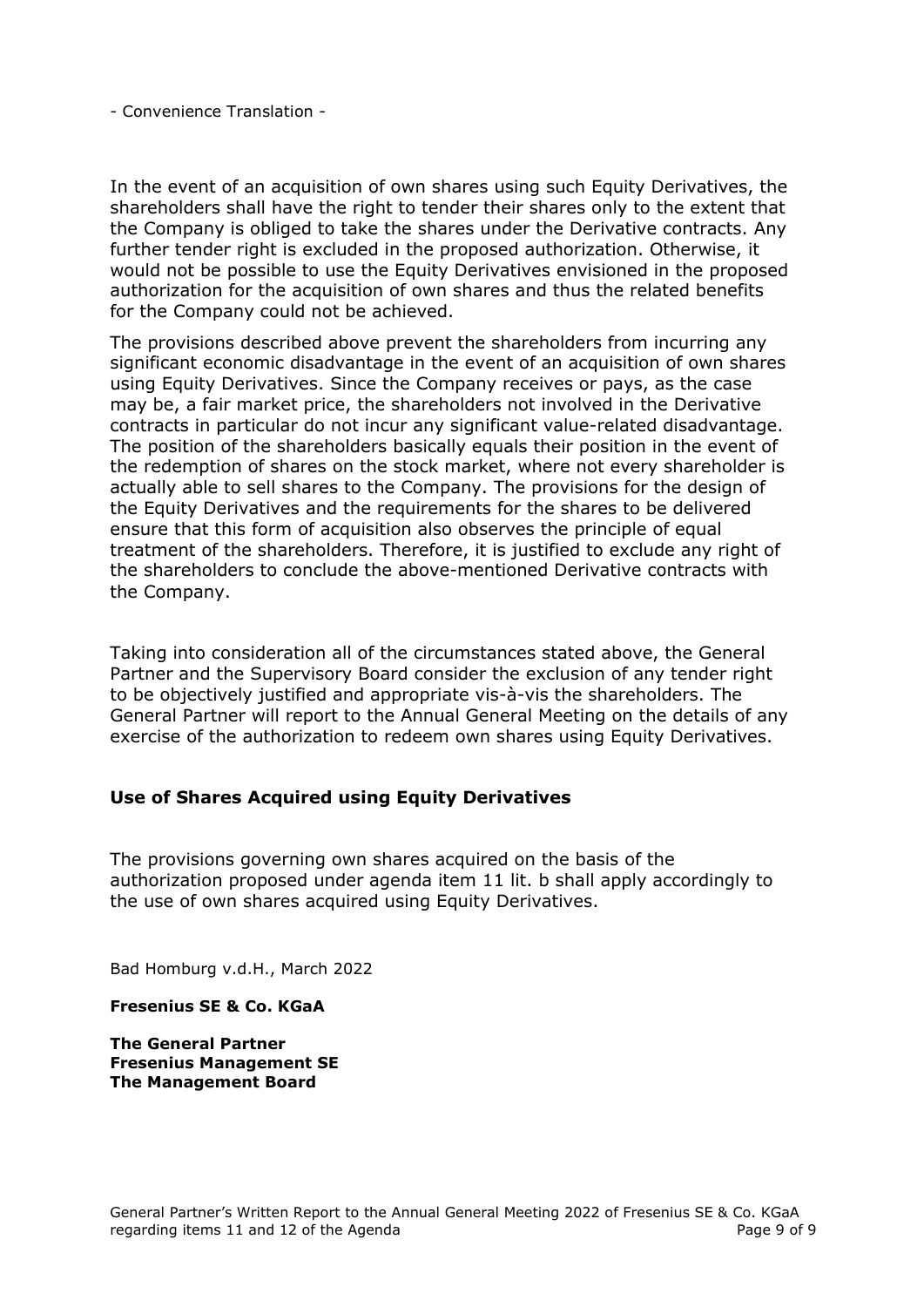In the event of an acquisition of own shares using such Equity Derivatives, the shareholders shall have the right to tender their shares only to the extent that the Company is obliged to take the shares under the Derivative contracts. Any further tender right is excluded in the proposed authorization. Otherwise, it would not be possible to use the Equity Derivatives envisioned in the proposed authorization for the acquisition of own shares and thus the related benefits for the Company could not be achieved.

The provisions described above prevent the shareholders from incurring any significant economic disadvantage in the event of an acquisition of own shares using Equity Derivatives. Since the Company receives or pays, as the case may be, a fair market price, the shareholders not involved in the Derivative contracts in particular do not incur any significant value-related disadvantage. The position of the shareholders basically equals their position in the event of the redemption of shares on the stock market, where not every shareholder is actually able to sell shares to the Company. The provisions for the design of the Equity Derivatives and the requirements for the shares to be delivered ensure that this form of acquisition also observes the principle of equal treatment of the shareholders. Therefore, it is justified to exclude any right of the shareholders to conclude the above-mentioned Derivative contracts with the Company.

Taking into consideration all of the circumstances stated above, the General Partner and the Supervisory Board consider the exclusion of any tender right to be objectively justified and appropriate vis-à-vis the shareholders. The General Partner will report to the Annual General Meeting on the details of any exercise of the authorization to redeem own shares using Equity Derivatives.

### Use of Shares Acquired using Equity Derivatives

The provisions governing own shares acquired on the basis of the authorization proposed under agenda item 11 lit. b shall apply accordingly to the use of own shares acquired using Equity Derivatives.

Bad Homburg v.d.H., March 2022

**Fresenius SE & Co. KGaA**

**The General Partner**
**Fresenius Management SE**
**The Management Board**